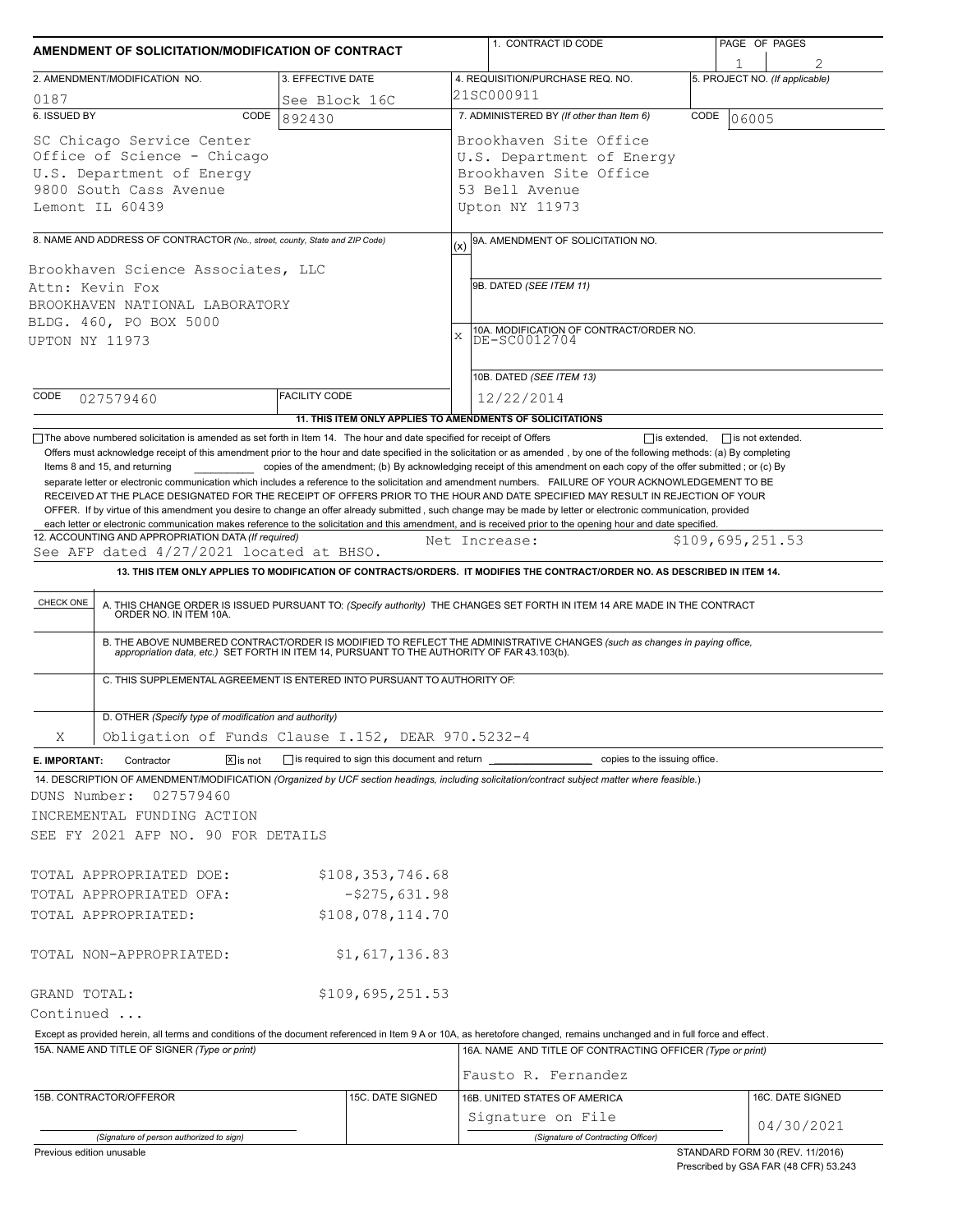# AMENDMENT OF SOLICITATION/MODIFICATION OF CONTRACT

| 1. CONTRACT ID CODE | PAGE OF PAGES |
|---|---|
| | 1 / 2 |

| 2. AMENDMENT/MODIFICATION NO. | 3. EFFECTIVE DATE | 4. REQUISITION/PURCHASE REQ. NO. | 5. PROJECT NO. (If applicable) |
|---|---|---|---|
| 0187 | See Block 16C | 21SC000911 | |

**6. ISSUED BY** CODE 892430

SC Chicago Service Center
Office of Science - Chicago
U.S. Department of Energy
9800 South Cass Avenue
Lemont IL 60439

**7. ADMINISTERED BY** (If other than Item 6) CODE 06005

Brookhaven Site Office
U.S. Department of Energy
Brookhaven Site Office
53 Bell Avenue
Upton NY 11973

**8. NAME AND ADDRESS OF CONTRACTOR** (No., street, county, State and ZIP Code)

Brookhaven Science Associates, LLC
Attn: Kevin Fox
BROOKHAVEN NATIONAL LABORATORY
BLDG. 460, PO BOX 5000
UPTON NY 11973

CODE 027579460 FACILITY CODE

(x) 9A. AMENDMENT OF SOLICITATION NO.

9B. DATED (SEE ITEM 11)

X 10A. MODIFICATION OF CONTRACT/ORDER NO. DE-SC0012704

10B. DATED (SEE ITEM 13) 12/22/2014

**11. THIS ITEM ONLY APPLIES TO AMENDMENTS OF SOLICITATIONS**

☐ The above numbered solicitation is amended as set forth in Item 14. The hour and date specified for receipt of Offers ☐ is extended, ☐ is not extended.

Offers must acknowledge receipt of this amendment prior to the hour and date specified in the solicitation or as amended , by one of the following methods: (a) By completing Items 8 and 15, and returning __________ copies of the amendment; (b) By acknowledging receipt of this amendment on each copy of the offer submitted ; or (c) By separate letter or electronic communication which includes a reference to the solicitation and amendment numbers. FAILURE OF YOUR ACKNOWLEDGEMENT TO BE RECEIVED AT THE PLACE DESIGNATED FOR THE RECEIPT OF OFFERS PRIOR TO THE HOUR AND DATE SPECIFIED MAY RESULT IN REJECTION OF YOUR OFFER. If by virtue of this amendment you desire to change an offer already submitted , such change may be made by letter or electronic communication, provided each letter or electronic communication makes reference to the solicitation and this amendment, and is received prior to the opening hour and date specified.

**12. ACCOUNTING AND APPROPRIATION DATA** (If required)
See AFP dated 4/27/2021 located at BHSO. Net Increase: $109,695,251.53

**13. THIS ITEM ONLY APPLIES TO MODIFICATION OF CONTRACTS/ORDERS. IT MODIFIES THE CONTRACT/ORDER NO. AS DESCRIBED IN ITEM 14.**

| CHECK ONE | |
|---|---|
| | A. THIS CHANGE ORDER IS ISSUED PURSUANT TO: (Specify authority) THE CHANGES SET FORTH IN ITEM 14 ARE MADE IN THE CONTRACT ORDER NO. IN ITEM 10A. |
| | B. THE ABOVE NUMBERED CONTRACT/ORDER IS MODIFIED TO REFLECT THE ADMINISTRATIVE CHANGES (such as changes in paying office, appropriation data, etc.) SET FORTH IN ITEM 14, PURSUANT TO THE AUTHORITY OF FAR 43.103(b). |
| | C. THIS SUPPLEMENTAL AGREEMENT IS ENTERED INTO PURSUANT TO AUTHORITY OF: |
| X | D. OTHER (Specify type of modification and authority) Obligation of Funds Clause I.152, DEAR 970.5232-4 |

**E. IMPORTANT:** Contractor ☒ is not ☐ is required to sign this document and return __________ copies to the issuing office.

**14. DESCRIPTION OF AMENDMENT/MODIFICATION** (Organized by UCF section headings, including solicitation/contract subject matter where feasible.)

DUNS Number: 027579460
INCREMENTAL FUNDING ACTION
SEE FY 2021 AFP NO. 90 FOR DETAILS

| | |
|---|---|
| TOTAL APPROPRIATED DOE: | $108,353,746.68 |
| TOTAL APPROPRIATED OFA: | -$275,631.98 |
| TOTAL APPROPRIATED: | $108,078,114.70 |
| TOTAL NON-APPROPRIATED: | $1,617,136.83 |
| GRAND TOTAL: | $109,695,251.53 |

Continued ...

Except as provided herein, all terms and conditions of the document referenced in Item 9 A or 10A, as heretofore changed, remains unchanged and in full force and effect.

| 15A. NAME AND TITLE OF SIGNER (Type or print) | | 16A. NAME AND TITLE OF CONTRACTING OFFICER (Type or print) | |
|---|---|---|---|
| | | Fausto R. Fernandez | |
| 15B. CONTRACTOR/OFFEROR | 15C. DATE SIGNED | 16B. UNITED STATES OF AMERICA | 16C. DATE SIGNED |
| (Signature of person authorized to sign) | | Signature on File (Signature of Contracting Officer) | 04/30/2021 |

Previous edition unusable

STANDARD FORM 30 (REV. 11/2016)
Prescribed by GSA FAR (48 CFR) 53.243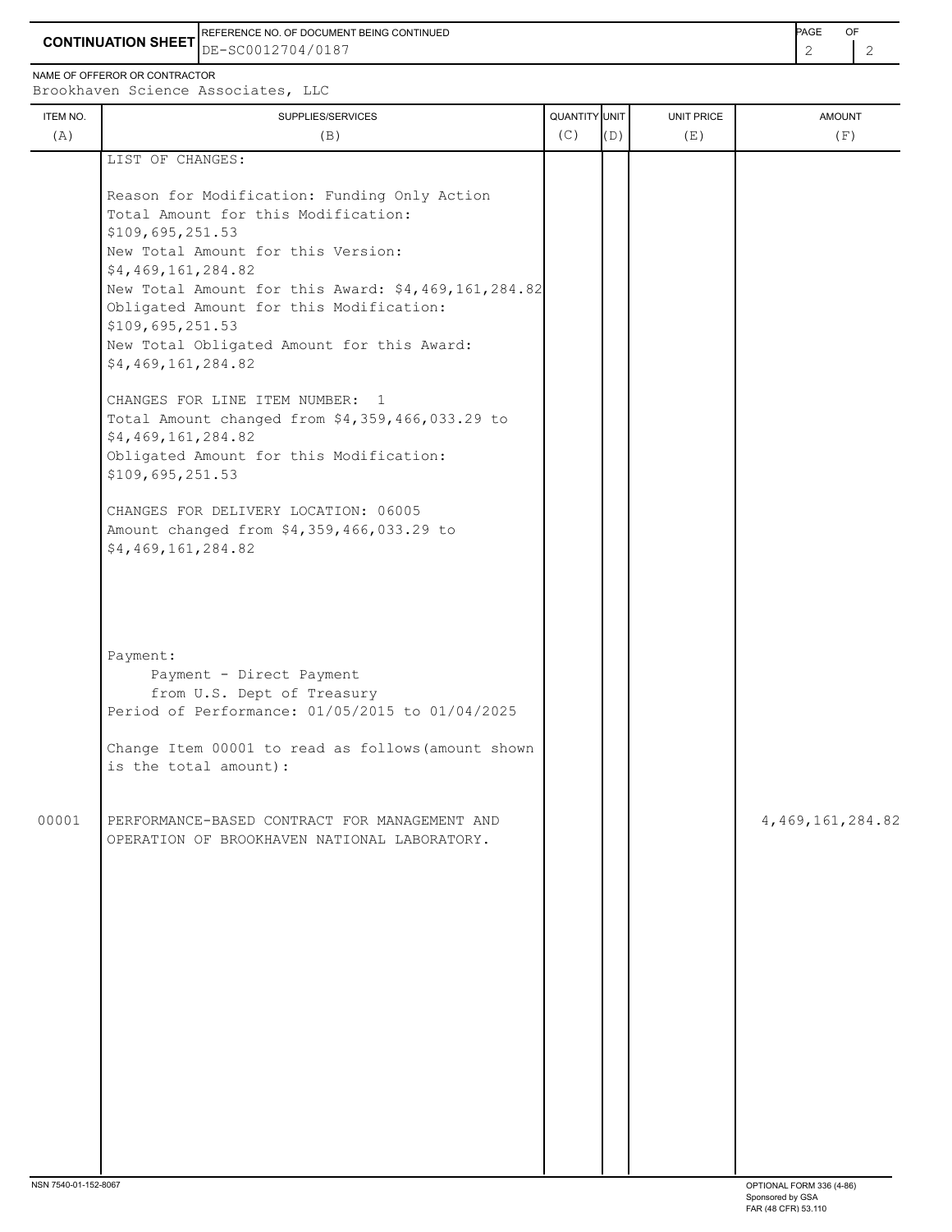**CONTINUATION SHEET**

REFERENCE NO. OF DOCUMENT BEING CONTINUED
DE-SC0012704/0187

NAME OF OFFEROR OR CONTRACTOR
Brookhaven Science Associates, LLC

| ITEM NO. (A) | SUPPLIES/SERVICES (B) | QUANTITY (C) | UNIT (D) | UNIT PRICE (E) | AMOUNT (F) |
|---|---|---|---|---|---|
| | LIST OF CHANGES: | | | | |
| | Reason for Modification: Funding Only Action<br>Total Amount for this Modification: $109,695,251.53<br>New Total Amount for this Version: $4,469,161,284.82<br>New Total Amount for this Award: $4,469,161,284.82<br>Obligated Amount for this Modification: $109,695,251.53<br>New Total Obligated Amount for this Award: $4,469,161,284.82 | | | | |
| | CHANGES FOR LINE ITEM NUMBER: 1<br>Total Amount changed from $4,359,466,033.29 to $4,469,161,284.82<br>Obligated Amount for this Modification: $109,695,251.53 | | | | |
| | CHANGES FOR DELIVERY LOCATION: 06005<br>Amount changed from $4,359,466,033.29 to $4,469,161,284.82 | | | | |
| | Payment:<br>Payment - Direct Payment from U.S. Dept of Treasury<br>Period of Performance: 01/05/2015 to 01/04/2025 | | | | |
| | Change Item 00001 to read as follows(amount shown is the total amount): | | | | |
| 00001 | PERFORMANCE-BASED CONTRACT FOR MANAGEMENT AND OPERATION OF BROOKHAVEN NATIONAL LABORATORY. | | | | 4,469,161,284.82 |

NSN 7540-01-152-8067

OPTIONAL FORM 336 (4-86)
Sponsored by GSA
FAR (48 CFR) 53.110